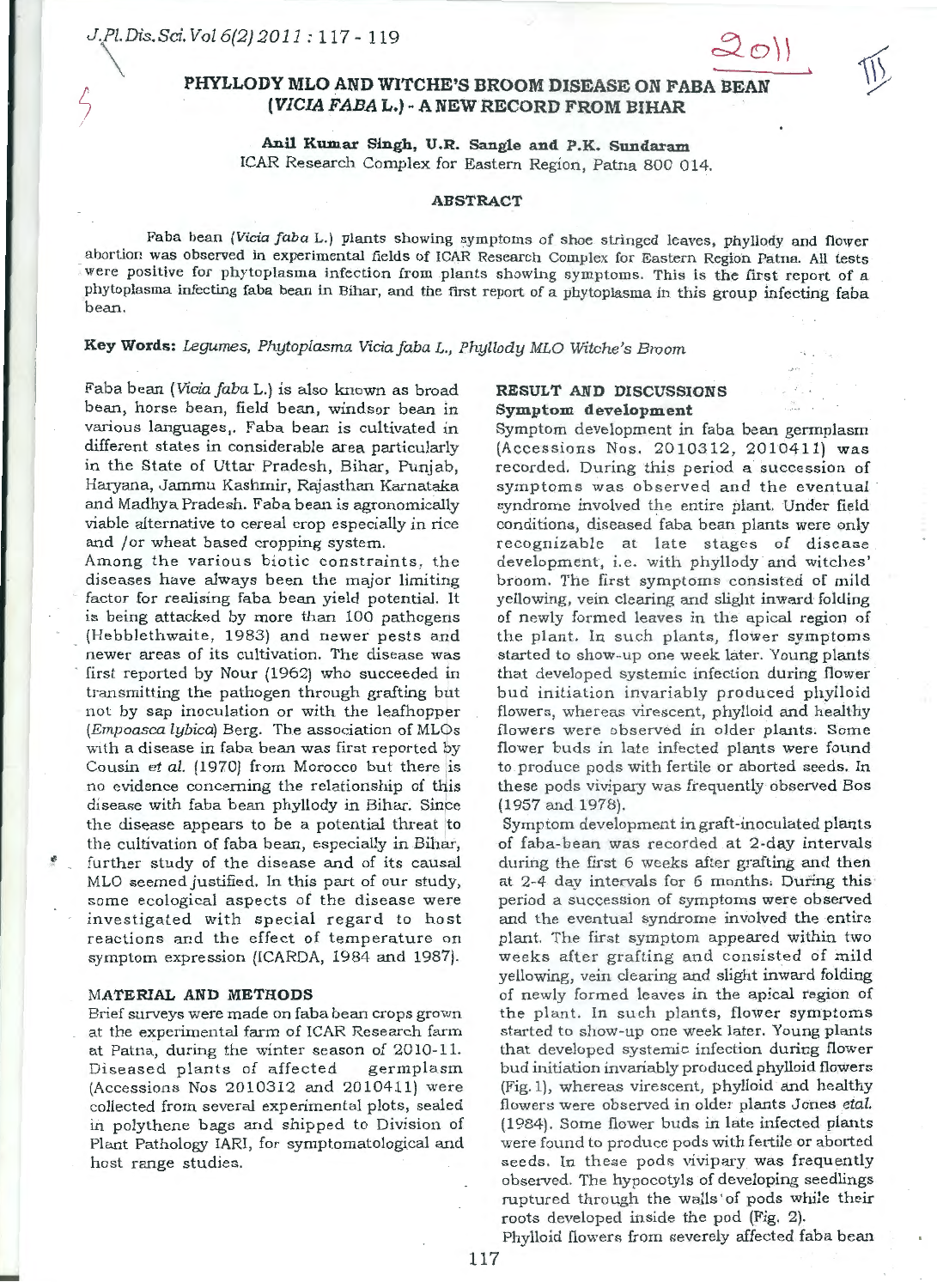# PHYLLODY MLO AND WITCHE'S BROOM DISEASE ON FABA BEAN (*VICIA FABA* L.) - A NEW RECORD FROM BIHAR

**Anil Kumar Singh, U.R. Sangle and P.K. Sundaram**
ICAR Research Complex for Eastern Region, Patna 800 014.

## ABSTRACT

Faba bean (*Vicia faba* L.) plants showing symptoms of shoe stringed leaves, phyllody and flower abortion was observed in experimental fields of ICAR Research Complex for Eastern Region Patna. All tests were positive for phytoplasma infection from plants showing symptoms. This is the first report of a phytoplasma infecting faba bean in Bihar, and the first report of a phytoplasma in this group infecting faba bean.

**Key Words:** *Legumes, Phytoplasma Vicia faba L., Phyllody MLO Witche's Broom*

Faba bean (*Vicia faba* L.) is also known as broad bean, horse bean, field bean, windsor bean in various languages,. Faba bean is cultivated in different states in considerable area particularly in the State of Uttar Pradesh, Bihar, Punjab, Haryana, Jammu Kashmir, Rajasthan Karnataka and Madhya Pradesh. Faba bean is agronomically viable alternative to cereal crop especially in rice and /or wheat based cropping system.

Among the various biotic constraints, the diseases have always been the major limiting factor for realising faba bean yield potential. It is being attacked by more than 100 pathogens (Hebblethwaite, 1983) and newer pests and newer areas of its cultivation. The disease was first reported by Nour (1962) who succeeded in transmitting the pathogen through grafting but not by sap inoculation or with the leafhopper (*Empoasca lybica*) Berg. The association of MLOs with a disease in faba bean was first reported by Cousin *et al.* (1970) from Morocco but there is no evidence concerning the relationship of this disease with faba bean phyllody in Bihar. Since the disease appears to be a potential threat to the cultivation of faba bean, especially in Bihar, further study of the disease and of its causal MLO seemed justified. In this part of our study, some ecological aspects of the disease were investigated with special regard to host reactions and the effect of temperature on symptom expression (ICARDA, 1984 and 1987).

## MATERIAL AND METHODS

Brief surveys were made on faba bean crops grown at the experimental farm of ICAR Research farm at Patna, during the winter season of 2010-11. Diseased plants of affected germplasm (Accessions Nos 2010312 and 2010411) were collected from several experimental plots, sealed in polythene bags and shipped to Division of Plant Pathology IARI, for symptomatological and host range studies.

## RESULT AND DISCUSSIONS

### Symptom development

Symptom development in faba bean germplasm (Accessions Nos. 2010312, 2010411) was recorded. During this period a succession of symptoms was observed and the eventual syndrome involved the entire plant. Under field conditions, diseased faba bean plants were only recognizable at late stages of disease development, i.e. with phyllody and witches' broom. The first symptoms consisted of mild yellowing, vein clearing and slight inward folding of newly formed leaves in the apical region of the plant. In such plants, flower symptoms started to show-up one week later. Young plants that developed systemic infection during flower bud initiation invariably produced phylloid flowers, whereas virescent, phylloid and healthy flowers were observed in older plants. Some flower buds in late infected plants were found to produce pods with fertile or aborted seeds. In these pods vivipary was frequently observed Bos (1957 and 1978).

Symptom development in graft-inoculated plants of faba-bean was recorded at 2-day intervals during the first 6 weeks after grafting and then at 2-4 day intervals for 6 months. During this period a succession of symptoms were observed and the eventual syndrome involved the entire plant. The first symptom appeared within two weeks after grafting and consisted of mild yellowing, vein clearing and slight inward folding of newly formed leaves in the apical region of the plant. In such plants, flower symptoms started to show-up one week later. Young plants that developed systemic infection during flower bud initiation invariably produced phylloid flowers (Fig. 1), whereas virescent, phylloid and healthy flowers were observed in older plants Jones *etal.* (1984). Some flower buds in late infected plants were found to produce pods with fertile or aborted seeds. In these pods vivipary was frequently observed. The hypocotyls of developing seedlings ruptured through the walls of pods while their roots developed inside the pod (Fig. 2).

Phylloid flowers from severely affected faba bean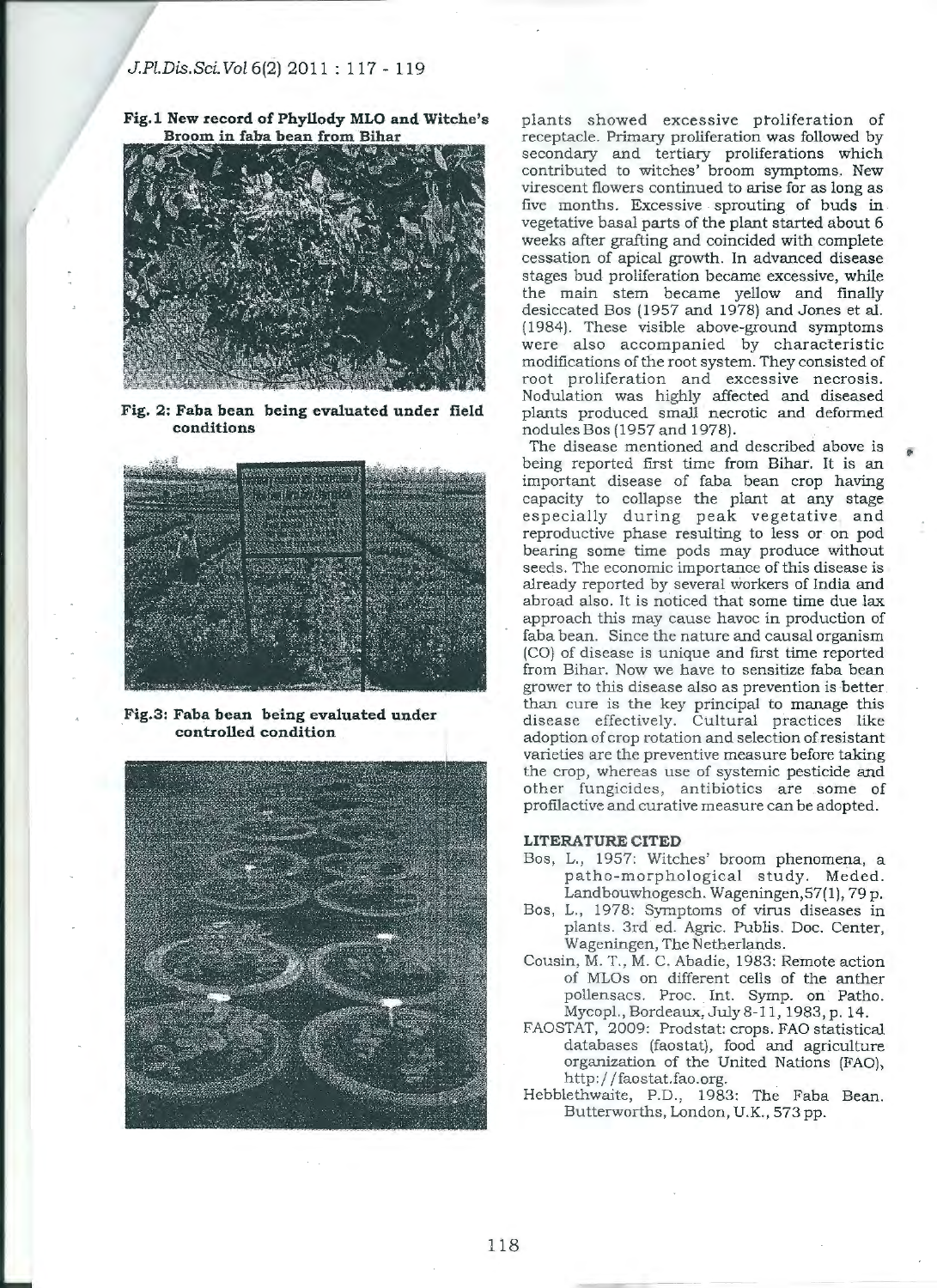**Fig.1 New record of Phyllody MLO and Witche's Broom in faba bean from Bihar**

**Fig. 2: Faba bean being evaluated under field conditions**

**Fig.3: Faba bean being evaluated under controlled condition**

plants showed excessive proliferation of receptacle. Primary proliferation was followed by secondary and tertiary proliferations which contributed to witches' broom symptoms. New virescent flowers continued to arise for as long as five months. Excessive sprouting of buds in vegetative basal parts of the plant started about 6 weeks after grafting and coincided with complete cessation of apical growth. In advanced disease stages bud proliferation became excessive, while the main stem became yellow and finally desiccated Bos (1957 and 1978) and Jones et al. (1984). These visible above-ground symptoms were also accompanied by characteristic modifications of the root system. They consisted of root proliferation and excessive necrosis. Nodulation was highly affected and diseased plants produced small necrotic and deformed nodules Bos (1957 and 1978).

The disease mentioned and described above is being reported first time from Bihar. It is an important disease of faba bean crop having capacity to collapse the plant at any stage especially during peak vegetative and reproductive phase resulting to less or on pod bearing some time pods may produce without seeds. The economic importance of this disease is already reported by several workers of India and abroad also. It is noticed that some time due lax approach this may cause havoc in production of faba bean. Since the nature and causal organism (CO) of disease is unique and first time reported from Bihar. Now we have to sensitize faba bean grower to this disease also as prevention is better than cure is the key principal to manage this disease effectively. Cultural practices like adoption of crop rotation and selection of resistant varieties are the preventive measure before taking the crop, whereas use of systemic pesticide and other fungicides, antibiotics are some of profilactive and curative measure can be adopted.

## LITERATURE CITED

Bos, L., 1957: Witches' broom phenomena, a patho-morphological study. Meded. Landbouwhogesch. Wageningen,57(1), 79 p.

Bos, L., 1978: Symptoms of virus diseases in plants. 3rd ed. Agric. Publis. Doc. Center, Wageningen, The Netherlands.

Cousin, M. T., M. C. Abadie, 1983: Remote action of MLOs on different cells of the anther pollensacs. Proc. Int. Symp. on Patho. Mycopl., Bordeaux, July 8-11, 1983, p. 14.

FAOSTAT, 2009: Prodstat: crops. FAO statistical databases (faostat), food and agriculture organization of the United Nations (FAO), http://faostat.fao.org.

Hebblethwaite, P.D., 1983: The Faba Bean. Butterworths, London, U.K., 573 pp.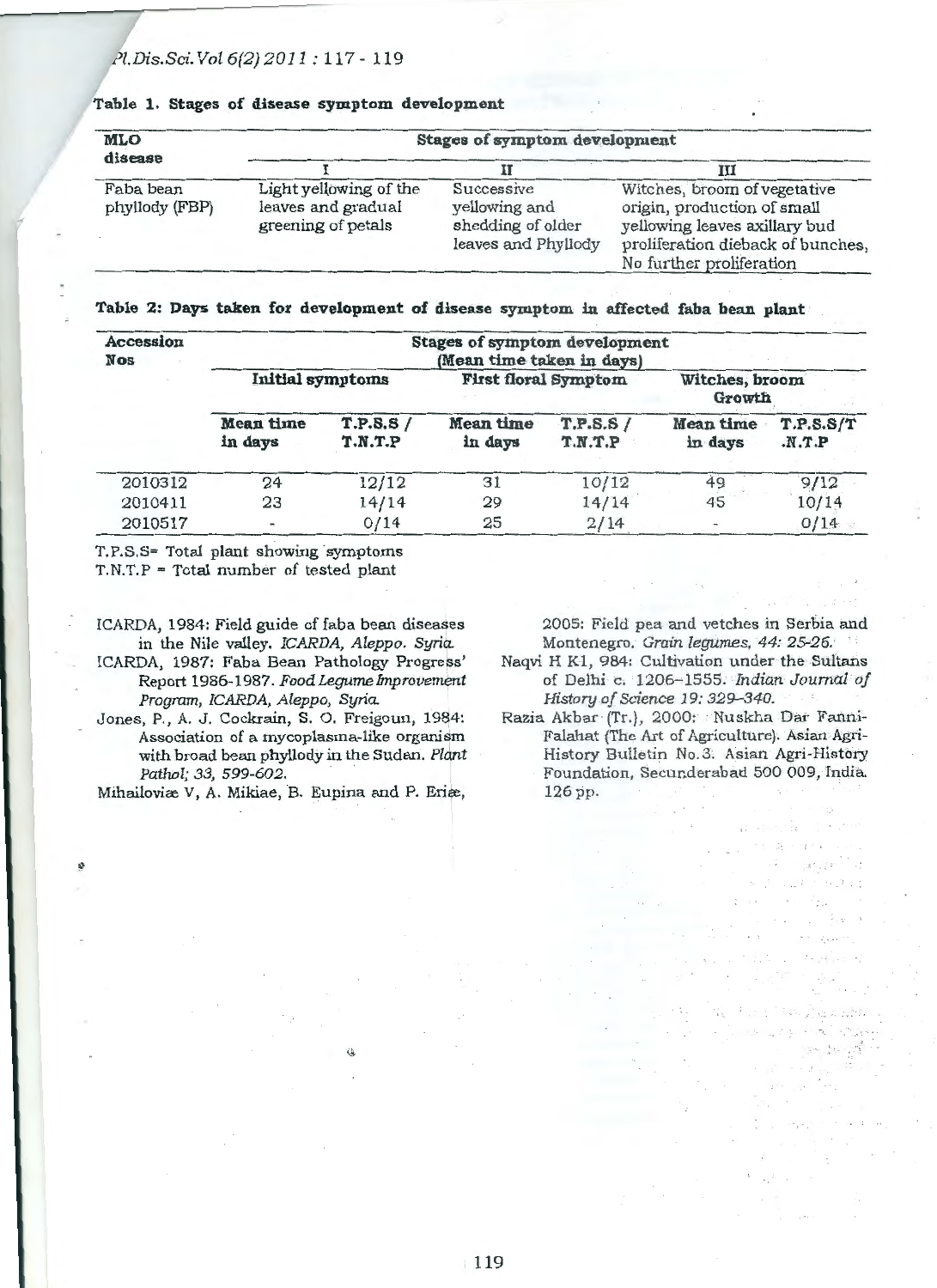**Table 1. Stages of disease symptom development**

| MLO disease | Stages of symptom development | | |
|---|---|---|---|
| | I | II | III |
| Faba bean phyllody (FBP) | Light yellowing of the leaves and gradual greening of petals | Successive yellowing and shedding of older leaves and Phyllody | Witches, broom of vegetative origin, production of small yellowing leaves axillary bud proliferation dieback of bunches, No further proliferation |

**Table 2: Days taken for development of disease symptom in affected faba bean plant**

| Accession Nos | Stages of symptom development (Mean time taken in days) | | | | | |
|---|---|---|---|---|---|---|
| | Initial symptoms | | First floral Symptom | | Witches, broom Growth | |
| | Mean time in days | T.P.S.S / T.N.T.P | Mean time in days | T.P.S.S / T.N.T.P | Mean time in days | T.P.S.S/T .N.T.P |
| 2010312 | 24 | 12/12 | 31 | 10/12 | 49 | 9/12 |
| 2010411 | 23 | 14/14 | 29 | 14/14 | 45 | 10/14 |
| 2010517 | - | 0/14 | 25 | 2/14 | - | 0/14 |

T.P.S.S= Total plant showing symptoms
T.N.T.P = Total number of tested plant

ICARDA, 1984: Field guide of faba bean diseases in the Nile valley. *ICARDA, Aleppo. Syria.*

ICARDA, 1987: Faba Bean Pathology Progress' Report 1986-1987. *Food Legume Improvement Program, ICARDA, Aleppo, Syria.*

Jones, P., A. J. Cockrain, S. O. Freigoun, 1984: Association of a mycoplasma-like organism with broad bean phyllody in the Sudan. *Plant Pathol; 33, 599-602.*

Mihailoviæ V, A. Mikiae, B. Eupina and P. Eriæ, 2005: Field pea and vetches in Serbia and Montenegro. *Grain legumes, 44: 25-26.*

Naqvi H K1, 984: Cultivation under the Sultans of Delhi c. 1206–1555. *Indian Journal of History of Science 19: 329–340.*

Razia Akbar (Tr.), 2000: Nuskha Dar Fanni-Falahat (The Art of Agriculture). Asian Agri-History Bulletin No.3. Asian Agri-History Foundation, Secunderabad 500 009, India. 126 pp.